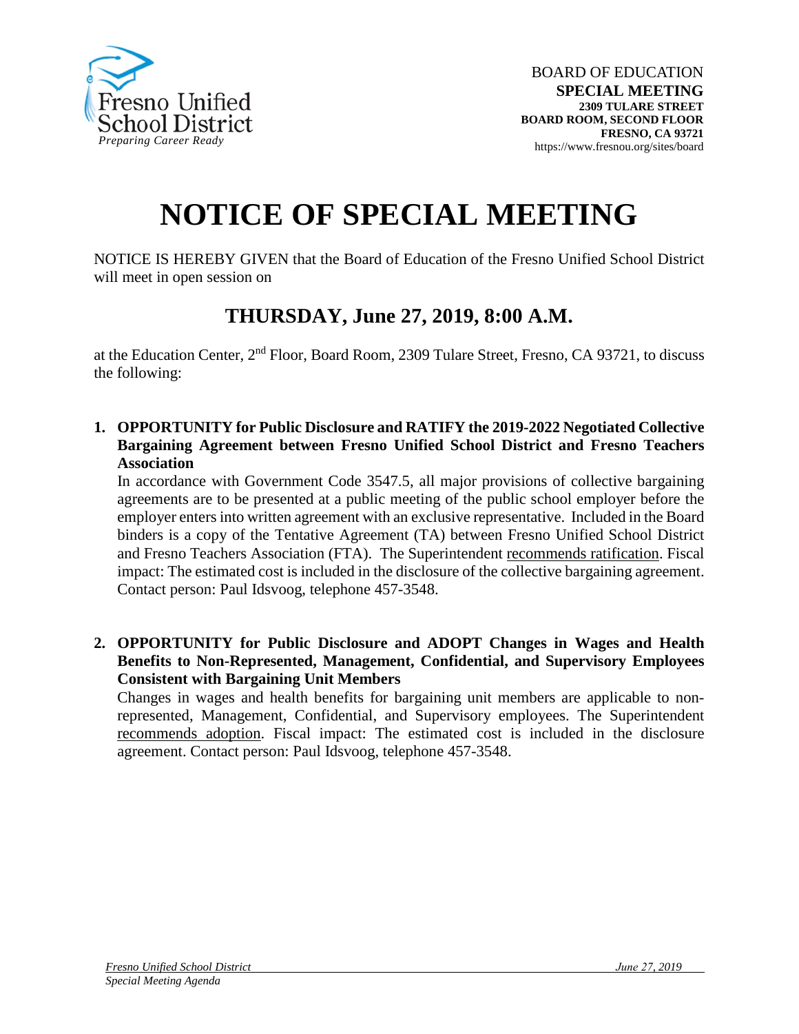Fresno Unified School District
*Preparing Career Ready*

BOARD OF EDUCATION
**SPECIAL MEETING**
**2309 TULARE STREET**
**BOARD ROOM, SECOND FLOOR**
**FRESNO, CA 93721**
https://www.fresnou.org/sites/board

# NOTICE OF SPECIAL MEETING

NOTICE IS HEREBY GIVEN that the Board of Education of the Fresno Unified School District will meet in open session on

## THURSDAY, June 27, 2019, 8:00 A.M.

at the Education Center, 2nd Floor, Board Room, 2309 Tulare Street, Fresno, CA 93721, to discuss the following:

1. **OPPORTUNITY for Public Disclosure and RATIFY the 2019-2022 Negotiated Collective Bargaining Agreement between Fresno Unified School District and Fresno Teachers Association**
   In accordance with Government Code 3547.5, all major provisions of collective bargaining agreements are to be presented at a public meeting of the public school employer before the employer enters into written agreement with an exclusive representative. Included in the Board binders is a copy of the Tentative Agreement (TA) between Fresno Unified School District and Fresno Teachers Association (FTA). The Superintendent recommends ratification. Fiscal impact: The estimated cost is included in the disclosure of the collective bargaining agreement. Contact person: Paul Idsvoog, telephone 457-3548.

2. **OPPORTUNITY for Public Disclosure and ADOPT Changes in Wages and Health Benefits to Non-Represented, Management, Confidential, and Supervisory Employees Consistent with Bargaining Unit Members**
   Changes in wages and health benefits for bargaining unit members are applicable to non-represented, Management, Confidential, and Supervisory employees. The Superintendent recommends adoption. Fiscal impact: The estimated cost is included in the disclosure agreement. Contact person: Paul Idsvoog, telephone 457-3548.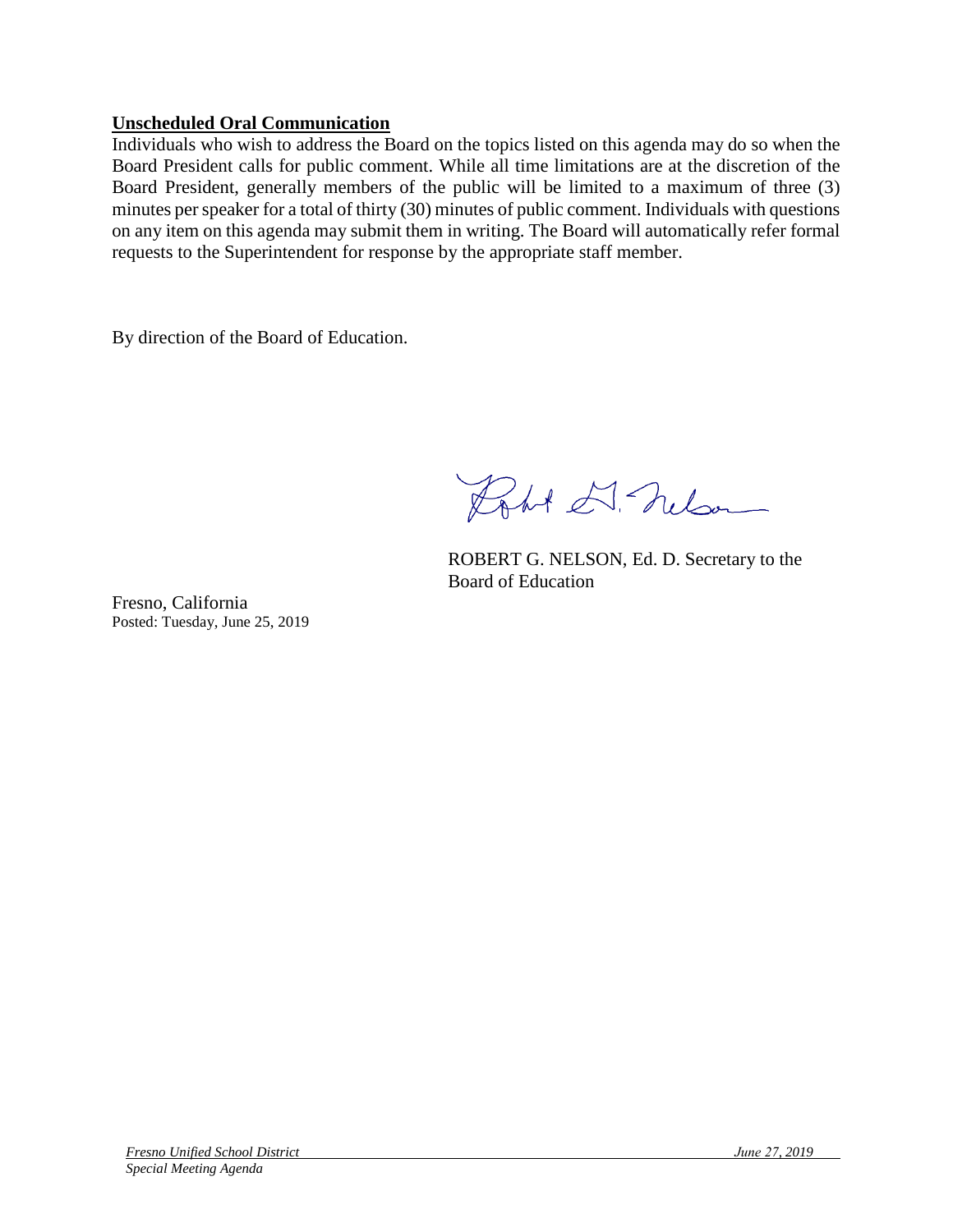**Unscheduled Oral Communication**

Individuals who wish to address the Board on the topics listed on this agenda may do so when the Board President calls for public comment. While all time limitations are at the discretion of the Board President, generally members of the public will be limited to a maximum of three (3) minutes per speaker for a total of thirty (30) minutes of public comment. Individuals with questions on any item on this agenda may submit them in writing. The Board will automatically refer formal requests to the Superintendent for response by the appropriate staff member.

By direction of the Board of Education.

ROBERT G. NELSON, Ed. D. Secretary to the Board of Education

Fresno, California
Posted: Tuesday, June 25, 2019